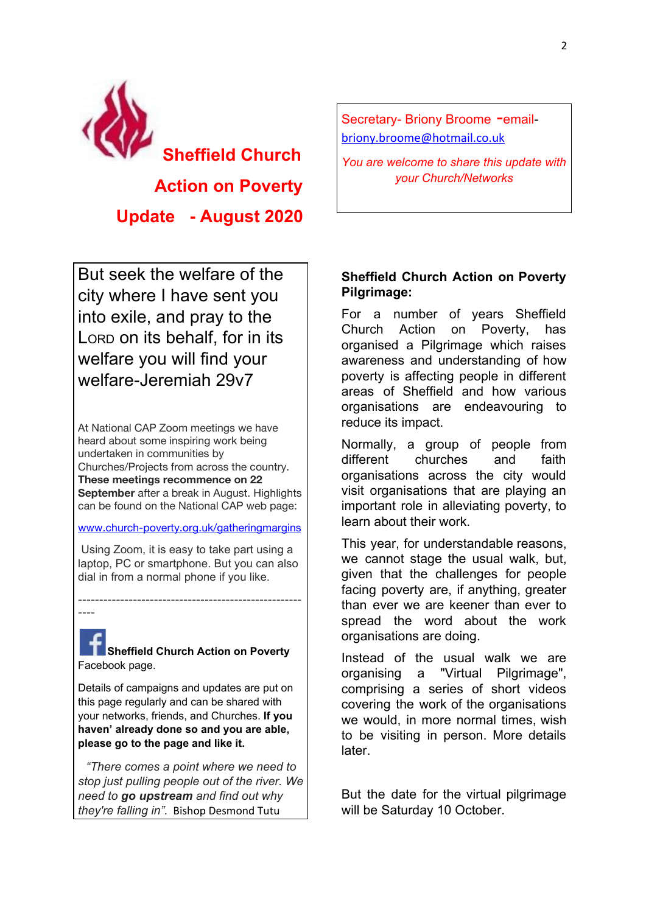# Sheffield Church Action on Poverty Update - August 2020

Secretary- Briony Broome -email- [briony.broome@hotmail.co.uk](mailto:briony.broome@hotmail.co.uk)

*You are welcome to share this update with your Church/Networks*

But seek the welfare of the city where I have sent you into exile, and pray to the LORD on its behalf, for in its welfare you will find your welfare-Jeremiah 29v7

At National CAP Zoom meetings we have heard about some inspiring work being undertaken in communities by Churches/Projects from across the country. **These meetings recommence on 22 September** after a break in August. Highlights can be found on the National CAP web page:

[www.church-poverty.org.uk/gatheringmargins](http://www.church-poverty.org.uk/gatheringmargins)

Using Zoom, it is easy to take part using a laptop, PC or smartphone. But you can also dial in from a normal phone if you like.

---

**Sheffield Church Action on Poverty** Facebook page.

Details of campaigns and updates are put on this page regularly and can be shared with your networks, friends, and Churches. **If you haven' already done so and you are able, please go to the page and like it.**

*"There comes a point where we need to stop just pulling people out of the river. We need to **go upstream** and find out why they're falling in".* Bishop Desmond Tutu

**Sheffield Church Action on Poverty Pilgrimage:**

For a number of years Sheffield Church Action on Poverty, has organised a Pilgrimage which raises awareness and understanding of how poverty is affecting people in different areas of Sheffield and how various organisations are endeavouring to reduce its impact.

Normally, a group of people from different churches and faith organisations across the city would visit organisations that are playing an important role in alleviating poverty, to learn about their work.

This year, for understandable reasons, we cannot stage the usual walk, but, given that the challenges for people facing poverty are, if anything, greater than ever we are keener than ever to spread the word about the work organisations are doing.

Instead of the usual walk we are organising a "Virtual Pilgrimage", comprising a series of short videos covering the work of the organisations we would, in more normal times, wish to be visiting in person. More details later.

But the date for the virtual pilgrimage will be Saturday 10 October.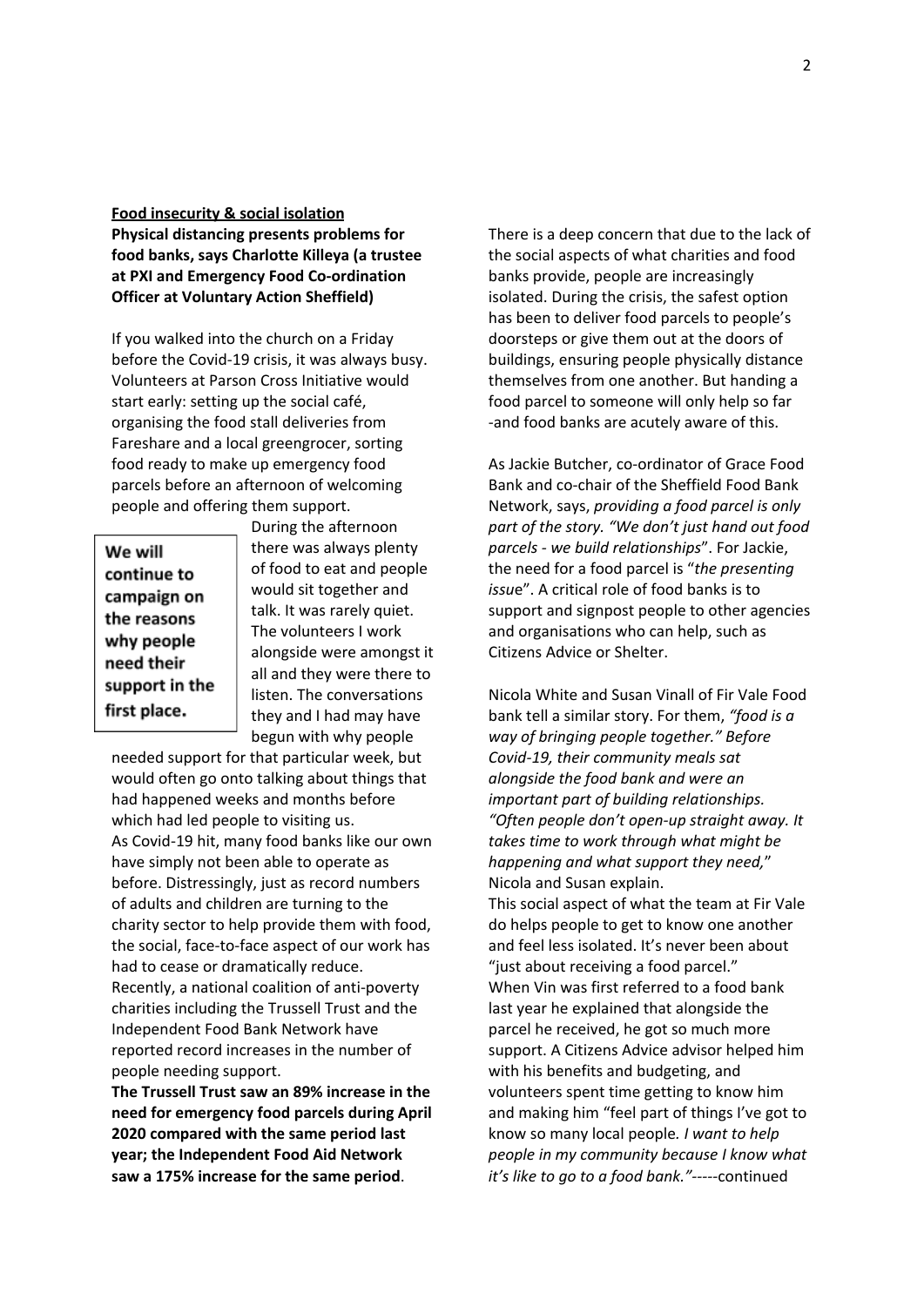**Food insecurity & social isolation**

**Physical distancing presents problems for food banks, says Charlotte Killeya (a trustee at PXI and Emergency Food Co-ordination Officer at Voluntary Action Sheffield)**

If you walked into the church on a Friday before the Covid-19 crisis, it was always busy. Volunteers at Parson Cross Initiative would start early: setting up the social café, organising the food stall deliveries from Fareshare and a local greengrocer, sorting food ready to make up emergency food parcels before an afternoon of welcoming people and offering them support.

> **We will continue to campaign on the reasons why people need their support in the first place.**

During the afternoon there was always plenty of food to eat and people would sit together and talk. It was rarely quiet. The volunteers I work alongside were amongst it all and they were there to listen. The conversations they and I had may have begun with why people needed support for that particular week, but would often go onto talking about things that had happened weeks and months before which had led people to visiting us.

As Covid-19 hit, many food banks like our own have simply not been able to operate as before. Distressingly, just as record numbers of adults and children are turning to the charity sector to help provide them with food, the social, face-to-face aspect of our work has had to cease or dramatically reduce.

Recently, a national coalition of anti-poverty charities including the Trussell Trust and the Independent Food Bank Network have reported record increases in the number of people needing support.

**The Trussell Trust saw an 89% increase in the need for emergency food parcels during April 2020 compared with the same period last year; the Independent Food Aid Network saw a 175% increase for the same period**.

There is a deep concern that due to the lack of the social aspects of what charities and food banks provide, people are increasingly isolated. During the crisis, the safest option has been to deliver food parcels to people's doorsteps or give them out at the doors of buildings, ensuring people physically distance themselves from one another. But handing a food parcel to someone will only help so far -and food banks are acutely aware of this.

As Jackie Butcher, co-ordinator of Grace Food Bank and co-chair of the Sheffield Food Bank Network, says, *providing a food parcel is only part of the story. "We don't just hand out food parcels - we build relationships*". For Jackie, the need for a food parcel is "*the presenting issu*e". A critical role of food banks is to support and signpost people to other agencies and organisations who can help, such as Citizens Advice or Shelter.

Nicola White and Susan Vinall of Fir Vale Food bank tell a similar story. For them, *"food is a way of bringing people together." Before Covid-19, their community meals sat alongside the food bank and were an important part of building relationships. "Often people don't open-up straight away. It takes time to work through what might be happening and what support they need,*" Nicola and Susan explain.

This social aspect of what the team at Fir Vale do helps people to get to know one another and feel less isolated. It's never been about "just about receiving a food parcel."

When Vin was first referred to a food bank last year he explained that alongside the parcel he received, he got so much more support. A Citizens Advice advisor helped him with his benefits and budgeting, and volunteers spent time getting to know him and making him "feel part of things I've got to know so many local people*. I want to help people in my community because I know what it's like to go to a food bank."*-----continued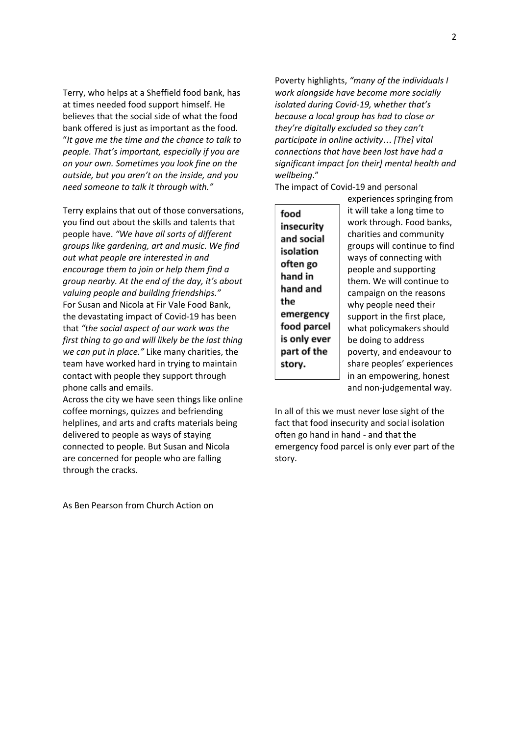Terry, who helps at a Sheffield food bank, has at times needed food support himself. He believes that the social side of what the food bank offered is just as important as the food. "*It gave me the time and the chance to talk to people. That's important, especially if you are on your own. Sometimes you look fine on the outside, but you aren't on the inside, and you need someone to talk it through with."*

Terry explains that out of those conversations, you find out about the skills and talents that people have. *"We have all sorts of different groups like gardening, art and music. We find out what people are interested in and encourage them to join or help them find a group nearby. At the end of the day, it's about valuing people and building friendships."*

For Susan and Nicola at Fir Vale Food Bank, the devastating impact of Covid-19 has been that *"the social aspect of our work was the first thing to go and will likely be the last thing we can put in place."* Like many charities, the team have worked hard in trying to maintain contact with people they support through phone calls and emails.

Across the city we have seen things like online coffee mornings, quizzes and befriending helplines, and arts and crafts materials being delivered to people as ways of staying connected to people. But Susan and Nicola are concerned for people who are falling through the cracks.

As Ben Pearson from Church Action on Poverty highlights, *"many of the individuals I work alongside have become more socially isolated during Covid-19, whether that's because a local group has had to close or they're digitally excluded so they can't participate in online activity… [The] vital connections that have been lost have had a significant impact [on their] mental health and wellbeing*."

The impact of Covid-19 and personal experiences springing from it will take a long time to work through. Food banks, charities and community groups will continue to find ways of connecting with people and supporting them. We will continue to campaign on the reasons why people need their support in the first place, what policymakers should be doing to address poverty, and endeavour to share peoples' experiences in an empowering, honest and non-judgemental way.

**food insecurity and social isolation often go hand in hand and the emergency food parcel is only ever part of the story.**

In all of this we must never lose sight of the fact that food insecurity and social isolation often go hand in hand - and that the emergency food parcel is only ever part of the story.